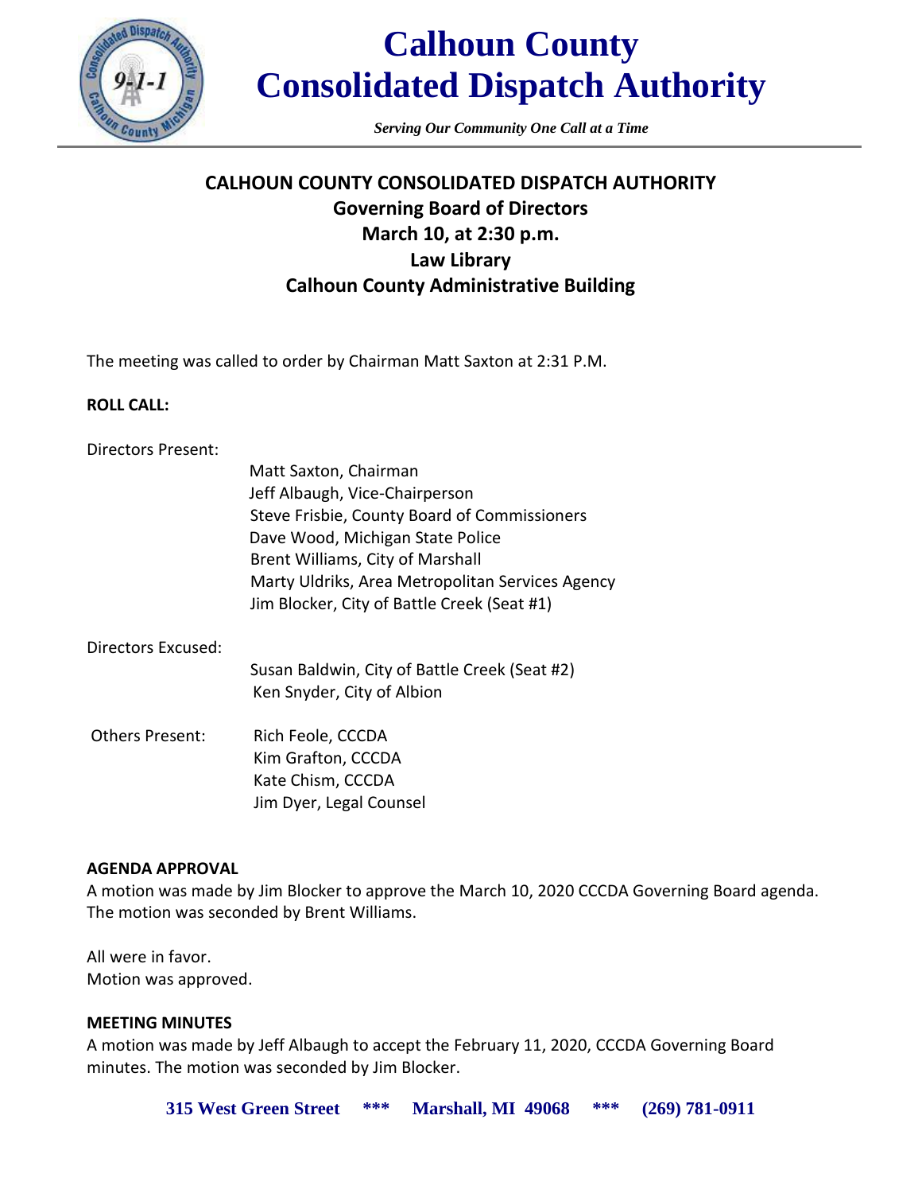# Calhoun County Consolidated Dispatch Authority

*Serving Our Community One Call at a Time*

## CALHOUN COUNTY CONSOLIDATED DISPATCH AUTHORITY
## Governing Board of Directors
## March 10, at 2:30 p.m.
## Law Library
## Calhoun County Administrative Building

The meeting was called to order by Chairman Matt Saxton at 2:31 P.M.

**ROLL CALL:**

Directors Present:

- Matt Saxton, Chairman
- Jeff Albaugh, Vice-Chairperson
- Steve Frisbie, County Board of Commissioners
- Dave Wood, Michigan State Police
- Brent Williams, City of Marshall
- Marty Uldriks, Area Metropolitan Services Agency
- Jim Blocker, City of Battle Creek (Seat #1)

Directors Excused:

- Susan Baldwin, City of Battle Creek (Seat #2)
- Ken Snyder, City of Albion

Others Present:

- Rich Feole, CCCDA
- Kim Grafton, CCCDA
- Kate Chism, CCCDA
- Jim Dyer, Legal Counsel

**AGENDA APPROVAL**

A motion was made by Jim Blocker to approve the March 10, 2020 CCCDA Governing Board agenda. The motion was seconded by Brent Williams.

All were in favor.
Motion was approved.

**MEETING MINUTES**

A motion was made by Jeff Albaugh to accept the February 11, 2020, CCCDA Governing Board minutes. The motion was seconded by Jim Blocker.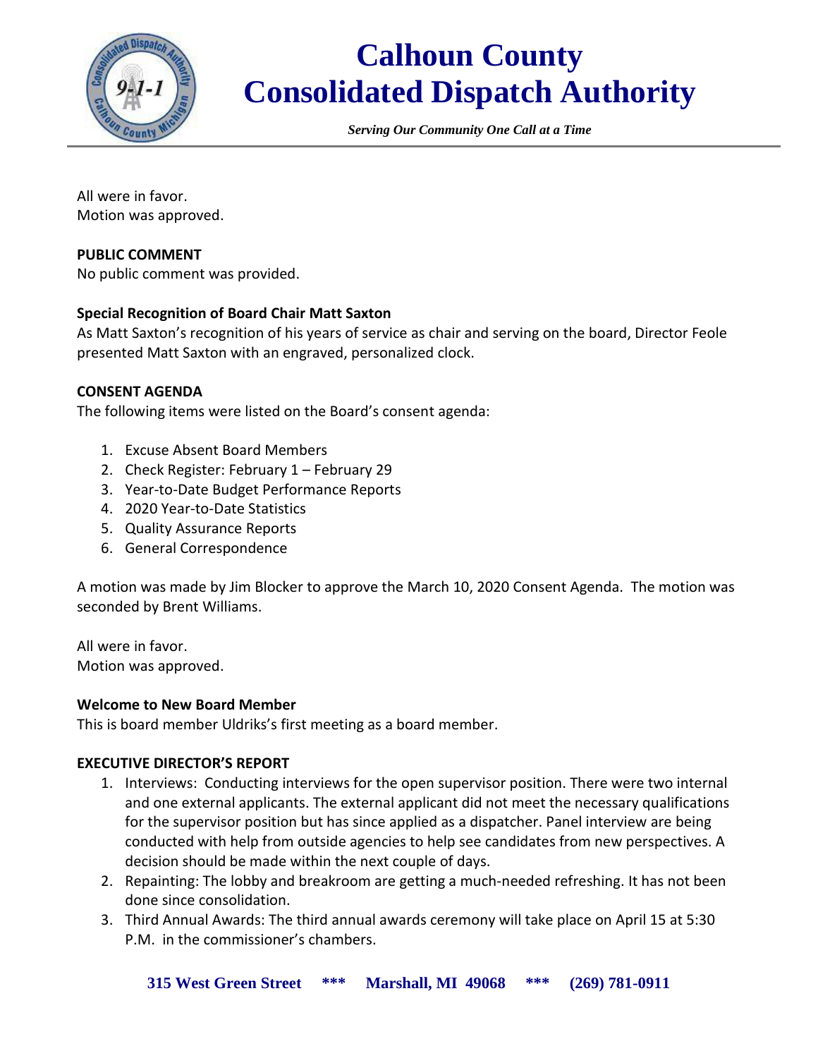All were in favor.
Motion was approved.

**PUBLIC COMMENT**
No public comment was provided.

**Special Recognition of Board Chair Matt Saxton**
As Matt Saxton's recognition of his years of service as chair and serving on the board, Director Feole presented Matt Saxton with an engraved, personalized clock.

**CONSENT AGENDA**
The following items were listed on the Board's consent agenda:

1. Excuse Absent Board Members
2. Check Register: February 1 – February 29
3. Year-to-Date Budget Performance Reports
4. 2020 Year-to-Date Statistics
5. Quality Assurance Reports
6. General Correspondence

A motion was made by Jim Blocker to approve the March 10, 2020 Consent Agenda. The motion was seconded by Brent Williams.

All were in favor.
Motion was approved.

**Welcome to New Board Member**
This is board member Uldriks's first meeting as a board member.

**EXECUTIVE DIRECTOR'S REPORT**

1. Interviews: Conducting interviews for the open supervisor position. There were two internal and one external applicants. The external applicant did not meet the necessary qualifications for the supervisor position but has since applied as a dispatcher. Panel interview are being conducted with help from outside agencies to help see candidates from new perspectives. A decision should be made within the next couple of days.
2. Repainting: The lobby and breakroom are getting a much-needed refreshing. It has not been done since consolidation.
3. Third Annual Awards: The third annual awards ceremony will take place on April 15 at 5:30 P.M. in the commissioner's chambers.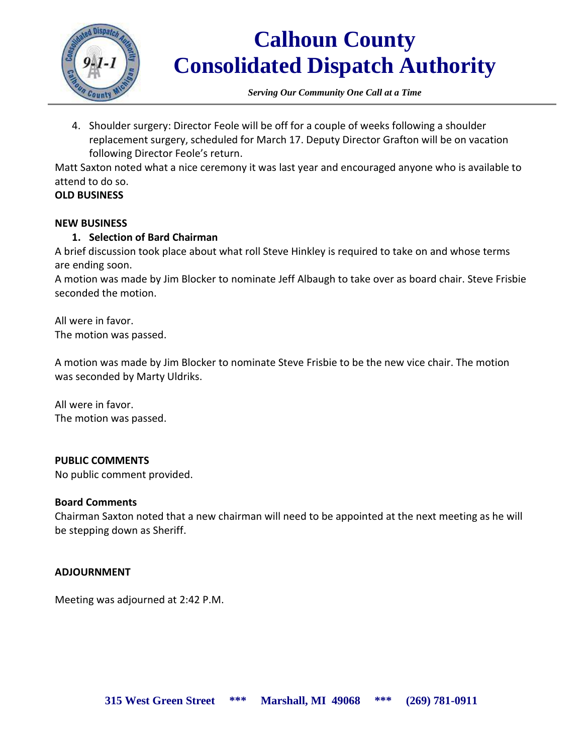4. Shoulder surgery: Director Feole will be off for a couple of weeks following a shoulder replacement surgery, scheduled for March 17. Deputy Director Grafton will be on vacation following Director Feole's return.

Matt Saxton noted what a nice ceremony it was last year and encouraged anyone who is available to attend to do so.

**OLD BUSINESS**

**NEW BUSINESS**

1. **Selection of Bard Chairman**

A brief discussion took place about what roll Steve Hinkley is required to take on and whose terms are ending soon.

A motion was made by Jim Blocker to nominate Jeff Albaugh to take over as board chair. Steve Frisbie seconded the motion.

All were in favor.
The motion was passed.

A motion was made by Jim Blocker to nominate Steve Frisbie to be the new vice chair. The motion was seconded by Marty Uldriks.

All were in favor.
The motion was passed.

**PUBLIC COMMENTS**

No public comment provided.

**Board Comments**

Chairman Saxton noted that a new chairman will need to be appointed at the next meeting as he will be stepping down as Sheriff.

**ADJOURNMENT**

Meeting was adjourned at 2:42 P.M.